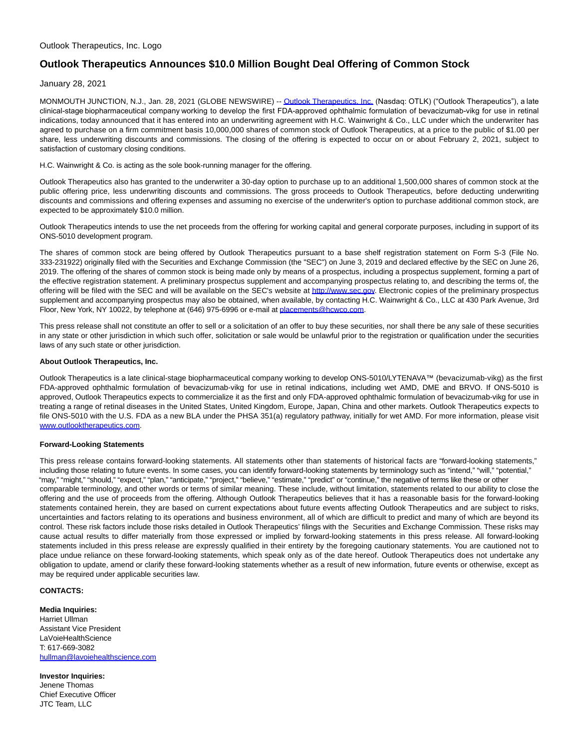Outlook Therapeutics, Inc. Logo

# Outlook Therapeutics Announces $10.0 Million Bought Deal Offering of Common Stock

January 28, 2021

MONMOUTH JUNCTION, N.J., Jan. 28, 2021 (GLOBE NEWSWIRE) -- Outlook Therapeutics, Inc. (Nasdaq: OTLK) ("Outlook Therapeutics"), a late clinical-stage biopharmaceutical company working to develop the first FDA-approved ophthalmic formulation of bevacizumab-vikg for use in retinal indications, today announced that it has entered into an underwriting agreement with H.C. Wainwright & Co., LLC under which the underwriter has agreed to purchase on a firm commitment basis 10,000,000 shares of common stock of Outlook Therapeutics, at a price to the public of $1.00 per share, less underwriting discounts and commissions. The closing of the offering is expected to occur on or about February 2, 2021, subject to satisfaction of customary closing conditions.

H.C. Wainwright & Co. is acting as the sole book-running manager for the offering.

Outlook Therapeutics also has granted to the underwriter a 30-day option to purchase up to an additional 1,500,000 shares of common stock at the public offering price, less underwriting discounts and commissions. The gross proceeds to Outlook Therapeutics, before deducting underwriting discounts and commissions and offering expenses and assuming no exercise of the underwriter's option to purchase additional common stock, are expected to be approximately $10.0 million.

Outlook Therapeutics intends to use the net proceeds from the offering for working capital and general corporate purposes, including in support of its ONS-5010 development program.

The shares of common stock are being offered by Outlook Therapeutics pursuant to a base shelf registration statement on Form S-3 (File No. 333-231922) originally filed with the Securities and Exchange Commission (the "SEC") on June 3, 2019 and declared effective by the SEC on June 26, 2019. The offering of the shares of common stock is being made only by means of a prospectus, including a prospectus supplement, forming a part of the effective registration statement. A preliminary prospectus supplement and accompanying prospectus relating to, and describing the terms of, the offering will be filed with the SEC and will be available on the SEC's website at http://www.sec.gov. Electronic copies of the preliminary prospectus supplement and accompanying prospectus may also be obtained, when available, by contacting H.C. Wainwright & Co., LLC at 430 Park Avenue, 3rd Floor, New York, NY 10022, by telephone at (646) 975-6996 or e-mail at placements@hcwco.com.

This press release shall not constitute an offer to sell or a solicitation of an offer to buy these securities, nor shall there be any sale of these securities in any state or other jurisdiction in which such offer, solicitation or sale would be unlawful prior to the registration or qualification under the securities laws of any such state or other jurisdiction.

**About Outlook Therapeutics, Inc.**

Outlook Therapeutics is a late clinical-stage biopharmaceutical company working to develop ONS-5010/LYTENAVA™ (bevacizumab-vikg) as the first FDA-approved ophthalmic formulation of bevacizumab-vikg for use in retinal indications, including wet AMD, DME and BRVO. If ONS-5010 is approved, Outlook Therapeutics expects to commercialize it as the first and only FDA-approved ophthalmic formulation of bevacizumab-vikg for use in treating a range of retinal diseases in the United States, United Kingdom, Europe, Japan, China and other markets. Outlook Therapeutics expects to file ONS-5010 with the U.S. FDA as a new BLA under the PHSA 351(a) regulatory pathway, initially for wet AMD. For more information, please visit www.outlooktherapeutics.com.

**Forward-Looking Statements**

This press release contains forward-looking statements. All statements other than statements of historical facts are "forward-looking statements," including those relating to future events. In some cases, you can identify forward-looking statements by terminology such as "intend," "will," "potential," "may," "might," "should," "expect," "plan," "anticipate," "project," "believe," "estimate," "predict" or "continue," the negative of terms like these or other comparable terminology, and other words or terms of similar meaning. These include, without limitation, statements related to our ability to close the offering and the use of proceeds from the offering. Although Outlook Therapeutics believes that it has a reasonable basis for the forward-looking statements contained herein, they are based on current expectations about future events affecting Outlook Therapeutics and are subject to risks, uncertainties and factors relating to its operations and business environment, all of which are difficult to predict and many of which are beyond its control. These risk factors include those risks detailed in Outlook Therapeutics' filings with the Securities and Exchange Commission. These risks may cause actual results to differ materially from those expressed or implied by forward-looking statements in this press release. All forward-looking statements included in this press release are expressly qualified in their entirety by the foregoing cautionary statements. You are cautioned not to place undue reliance on these forward-looking statements, which speak only as of the date hereof. Outlook Therapeutics does not undertake any obligation to update, amend or clarify these forward-looking statements whether as a result of new information, future events or otherwise, except as may be required under applicable securities law.

**CONTACTS:**

**Media Inquiries:**
Harriet Ullman
Assistant Vice President
LaVoieHealthScience
T: 617-669-3082
hullman@lavoiehealthscience.com

**Investor Inquiries:**
Jenene Thomas
Chief Executive Officer
JTC Team, LLC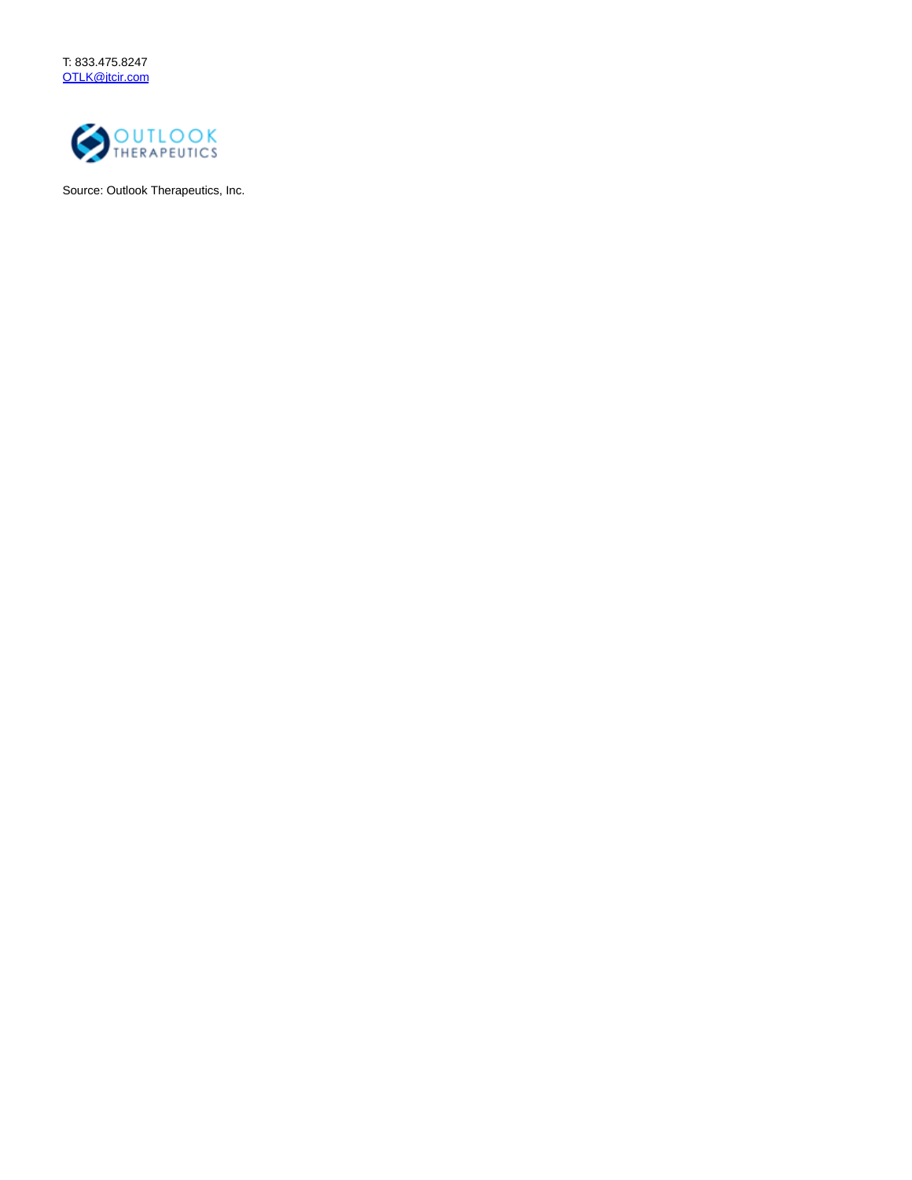T: 833.475.8247
OTLK@jtcir.com

Source: Outlook Therapeutics, Inc.